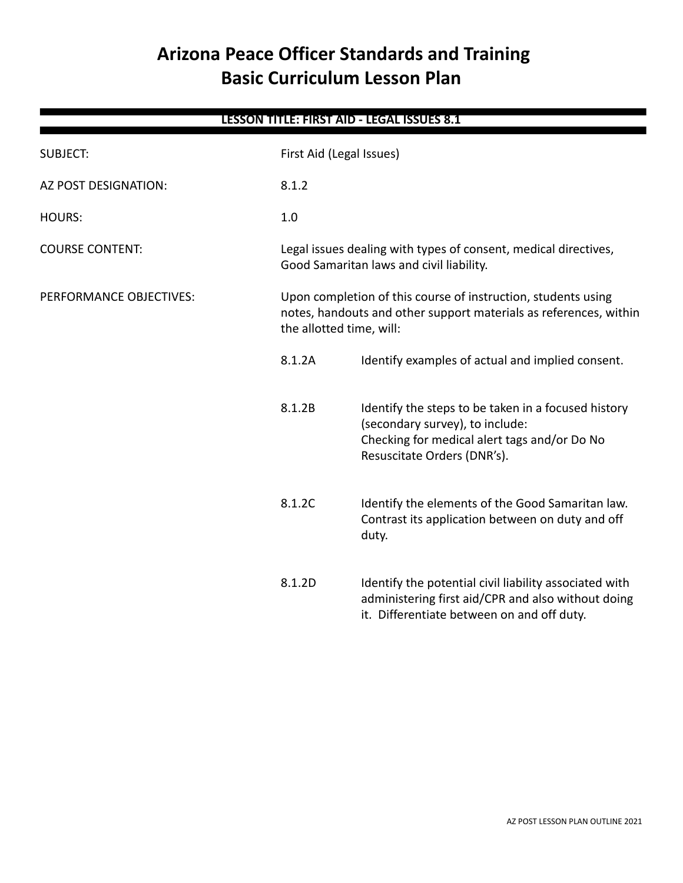# Arizona Peace Officer Standards and Training
# Basic Curriculum Lesson Plan

**LESSON TITLE: FIRST AID - LEGAL ISSUES 8.1**

SUBJECT: First Aid (Legal Issues)

AZ POST DESIGNATION: 8.1.2

HOURS: 1.0

COURSE CONTENT: Legal issues dealing with types of consent, medical directives, Good Samaritan laws and civil liability.

PERFORMANCE OBJECTIVES: Upon completion of this course of instruction, students using notes, handouts and other support materials as references, within the allotted time, will:

8.1.2A Identify examples of actual and implied consent.

8.1.2B Identify the steps to be taken in a focused history (secondary survey), to include:
Checking for medical alert tags and/or Do No Resuscitate Orders (DNR's).

8.1.2C Identify the elements of the Good Samaritan law. Contrast its application between on duty and off duty.

8.1.2D Identify the potential civil liability associated with administering first aid/CPR and also without doing it. Differentiate between on and off duty.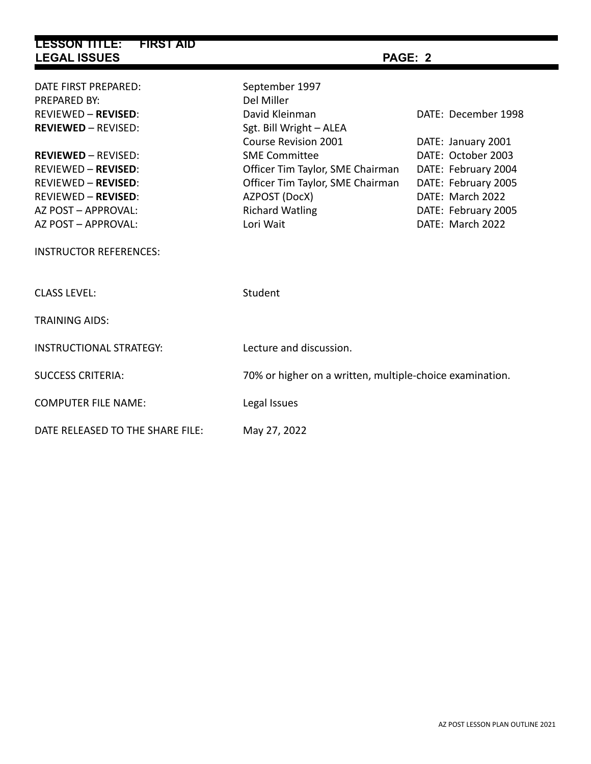| | | |
|---|---|---|
| DATE FIRST PREPARED: | September 1997 | |
| PREPARED BY: | Del Miller | |
| REVIEWED – **REVISED**: | David Kleinman | DATE: December 1998 |
| **REVIEWED** – REVISED: | Sgt. Bill Wright – ALEA | |
| | Course Revision 2001 | DATE: January 2001 |
| **REVIEWED** – REVISED: | SME Committee | DATE: October 2003 |
| REVIEWED – **REVISED**: | Officer Tim Taylor, SME Chairman | DATE: February 2004 |
| REVIEWED – **REVISED**: | Officer Tim Taylor, SME Chairman | DATE: February 2005 |
| REVIEWED – **REVISED**: | AZPOST (DocX) | DATE: March 2022 |
| AZ POST – APPROVAL: | Richard Watling | DATE: February 2005 |
| AZ POST – APPROVAL: | Lori Wait | DATE: March 2022 |

INSTRUCTOR REFERENCES:

CLASS LEVEL: Student

TRAINING AIDS:

INSTRUCTIONAL STRATEGY: Lecture and discussion.

SUCCESS CRITERIA: 70% or higher on a written, multiple-choice examination.

COMPUTER FILE NAME: Legal Issues

DATE RELEASED TO THE SHARE FILE: May 27, 2022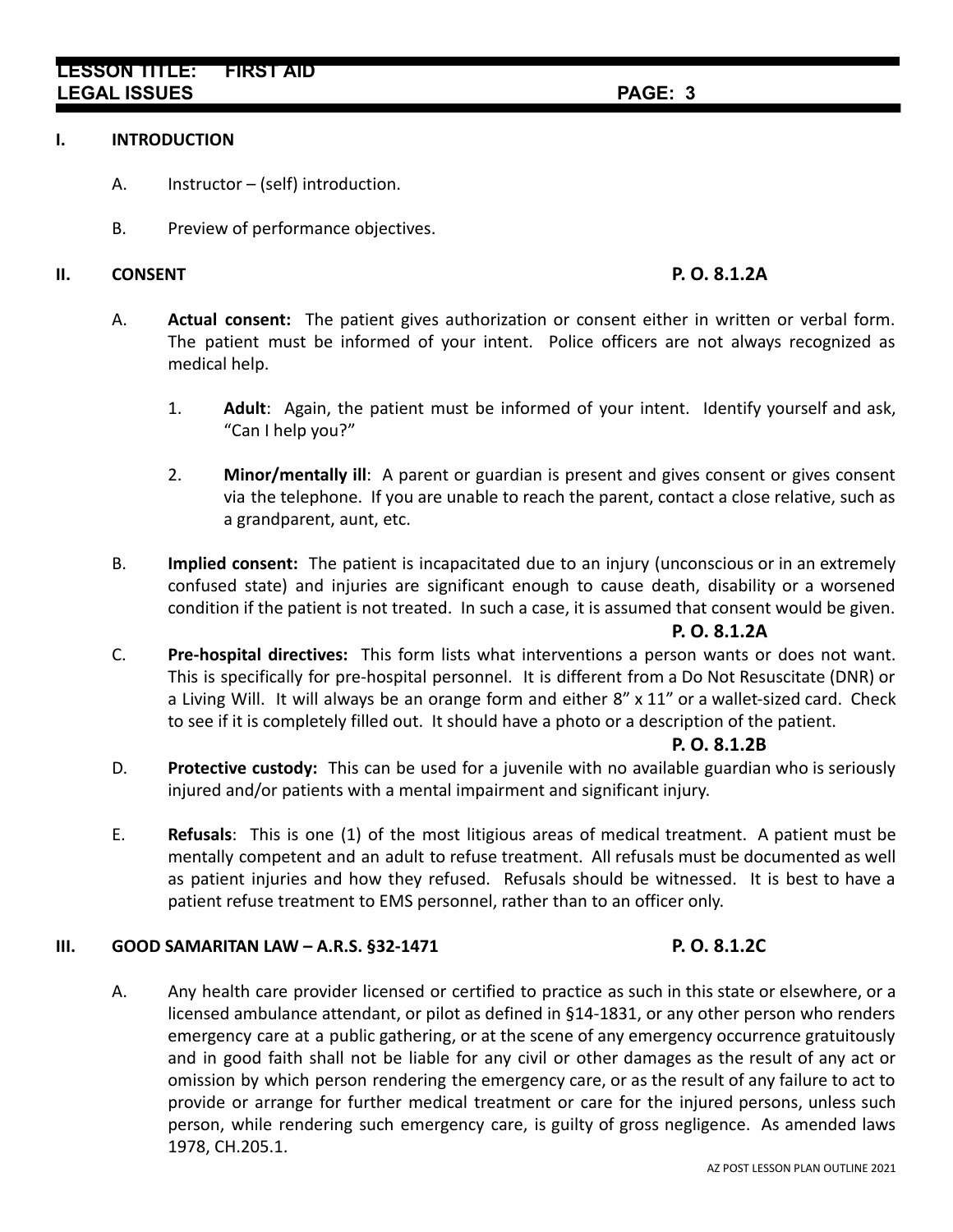## I. INTRODUCTION

A. Instructor – (self) introduction.

B. Preview of performance objectives.

## II. CONSENT — P. O. 8.1.2A

A. **Actual consent:** The patient gives authorization or consent either in written or verbal form. The patient must be informed of your intent. Police officers are not always recognized as medical help.

1. **Adult**: Again, the patient must be informed of your intent. Identify yourself and ask, "Can I help you?"

2. **Minor/mentally ill**: A parent or guardian is present and gives consent or gives consent via the telephone. If you are unable to reach the parent, contact a close relative, such as a grandparent, aunt, etc.

B. **Implied consent:** The patient is incapacitated due to an injury (unconscious or in an extremely confused state) and injuries are significant enough to cause death, disability or a worsened condition if the patient is not treated. In such a case, it is assumed that consent would be given.

**P. O. 8.1.2A**

C. **Pre-hospital directives:** This form lists what interventions a person wants or does not want. This is specifically for pre-hospital personnel. It is different from a Do Not Resuscitate (DNR) or a Living Will. It will always be an orange form and either 8" x 11" or a wallet-sized card. Check to see if it is completely filled out. It should have a photo or a description of the patient.

**P. O. 8.1.2B**

D. **Protective custody:** This can be used for a juvenile with no available guardian who is seriously injured and/or patients with a mental impairment and significant injury.

E. **Refusals**: This is one (1) of the most litigious areas of medical treatment. A patient must be mentally competent and an adult to refuse treatment. All refusals must be documented as well as patient injuries and how they refused. Refusals should be witnessed. It is best to have a patient refuse treatment to EMS personnel, rather than to an officer only.

## III. GOOD SAMARITAN LAW – A.R.S. §32-1471 — P. O. 8.1.2C

A. Any health care provider licensed or certified to practice as such in this state or elsewhere, or a licensed ambulance attendant, or pilot as defined in §14-1831, or any other person who renders emergency care at a public gathering, or at the scene of any emergency occurrence gratuitously and in good faith shall not be liable for any civil or other damages as the result of any act or omission by which person rendering the emergency care, or as the result of any failure to act to provide or arrange for further medical treatment or care for the injured persons, unless such person, while rendering such emergency care, is guilty of gross negligence. As amended laws 1978, CH.205.1.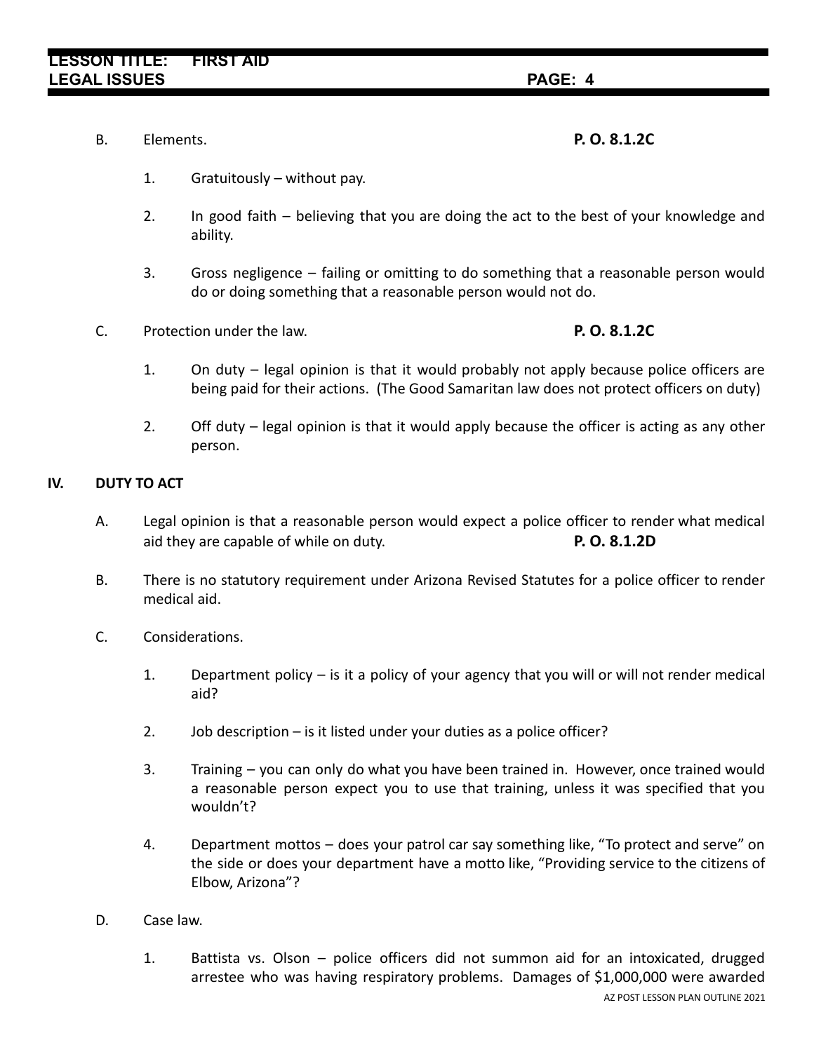B. Elements. **P. O. 8.1.2C**

1. Gratuitously – without pay.

2. In good faith – believing that you are doing the act to the best of your knowledge and ability.

3. Gross negligence – failing or omitting to do something that a reasonable person would do or doing something that a reasonable person would not do.

C. Protection under the law. **P. O. 8.1.2C**

1. On duty – legal opinion is that it would probably not apply because police officers are being paid for their actions. (The Good Samaritan law does not protect officers on duty)

2. Off duty – legal opinion is that it would apply because the officer is acting as any other person.

## IV. DUTY TO ACT

A. Legal opinion is that a reasonable person would expect a police officer to render what medical aid they are capable of while on duty. **P. O. 8.1.2D**

B. There is no statutory requirement under Arizona Revised Statutes for a police officer to render medical aid.

C. Considerations.

1. Department policy – is it a policy of your agency that you will or will not render medical aid?

2. Job description – is it listed under your duties as a police officer?

3. Training – you can only do what you have been trained in. However, once trained would a reasonable person expect you to use that training, unless it was specified that you wouldn't?

4. Department mottos – does your patrol car say something like, "To protect and serve" on the side or does your department have a motto like, "Providing service to the citizens of Elbow, Arizona"?

D. Case law.

1. Battista vs. Olson – police officers did not summon aid for an intoxicated, drugged arrestee who was having respiratory problems. Damages of $1,000,000 were awarded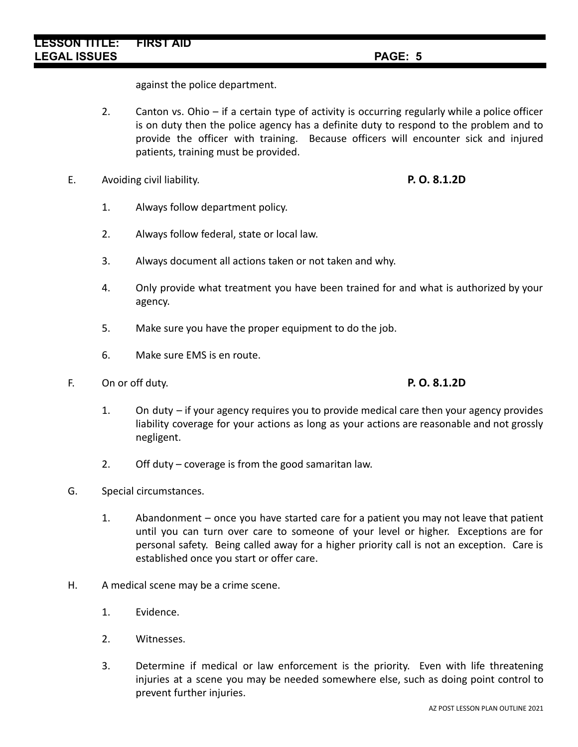against the police department.

2. Canton vs. Ohio – if a certain type of activity is occurring regularly while a police officer is on duty then the police agency has a definite duty to respond to the problem and to provide the officer with training. Because officers will encounter sick and injured patients, training must be provided.

E. Avoiding civil liability. **P. O. 8.1.2D**

1. Always follow department policy.

2. Always follow federal, state or local law.

3. Always document all actions taken or not taken and why.

4. Only provide what treatment you have been trained for and what is authorized by your agency.

5. Make sure you have the proper equipment to do the job.

6. Make sure EMS is en route.

F. On or off duty. **P. O. 8.1.2D**

1. On duty – if your agency requires you to provide medical care then your agency provides liability coverage for your actions as long as your actions are reasonable and not grossly negligent.

2. Off duty – coverage is from the good samaritan law.

G. Special circumstances.

1. Abandonment – once you have started care for a patient you may not leave that patient until you can turn over care to someone of your level or higher. Exceptions are for personal safety. Being called away for a higher priority call is not an exception. Care is established once you start or offer care.

H. A medical scene may be a crime scene.

1. Evidence.

2. Witnesses.

3. Determine if medical or law enforcement is the priority. Even with life threatening injuries at a scene you may be needed somewhere else, such as doing point control to prevent further injuries.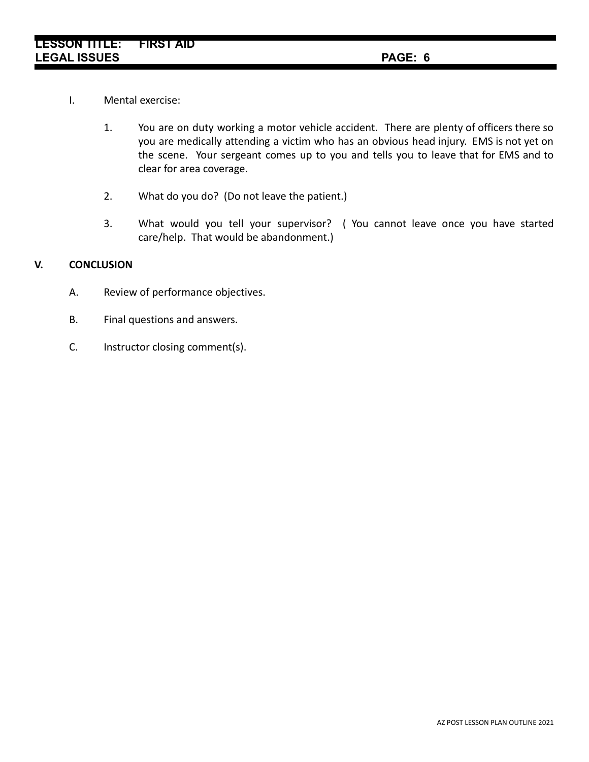I. Mental exercise:

1. You are on duty working a motor vehicle accident. There are plenty of officers there so you are medically attending a victim who has an obvious head injury. EMS is not yet on the scene. Your sergeant comes up to you and tells you to leave that for EMS and to clear for area coverage.

2. What do you do? (Do not leave the patient.)

3. What would you tell your supervisor? ( You cannot leave once you have started care/help. That would be abandonment.)

## V. CONCLUSION

A. Review of performance objectives.

B. Final questions and answers.

C. Instructor closing comment(s).